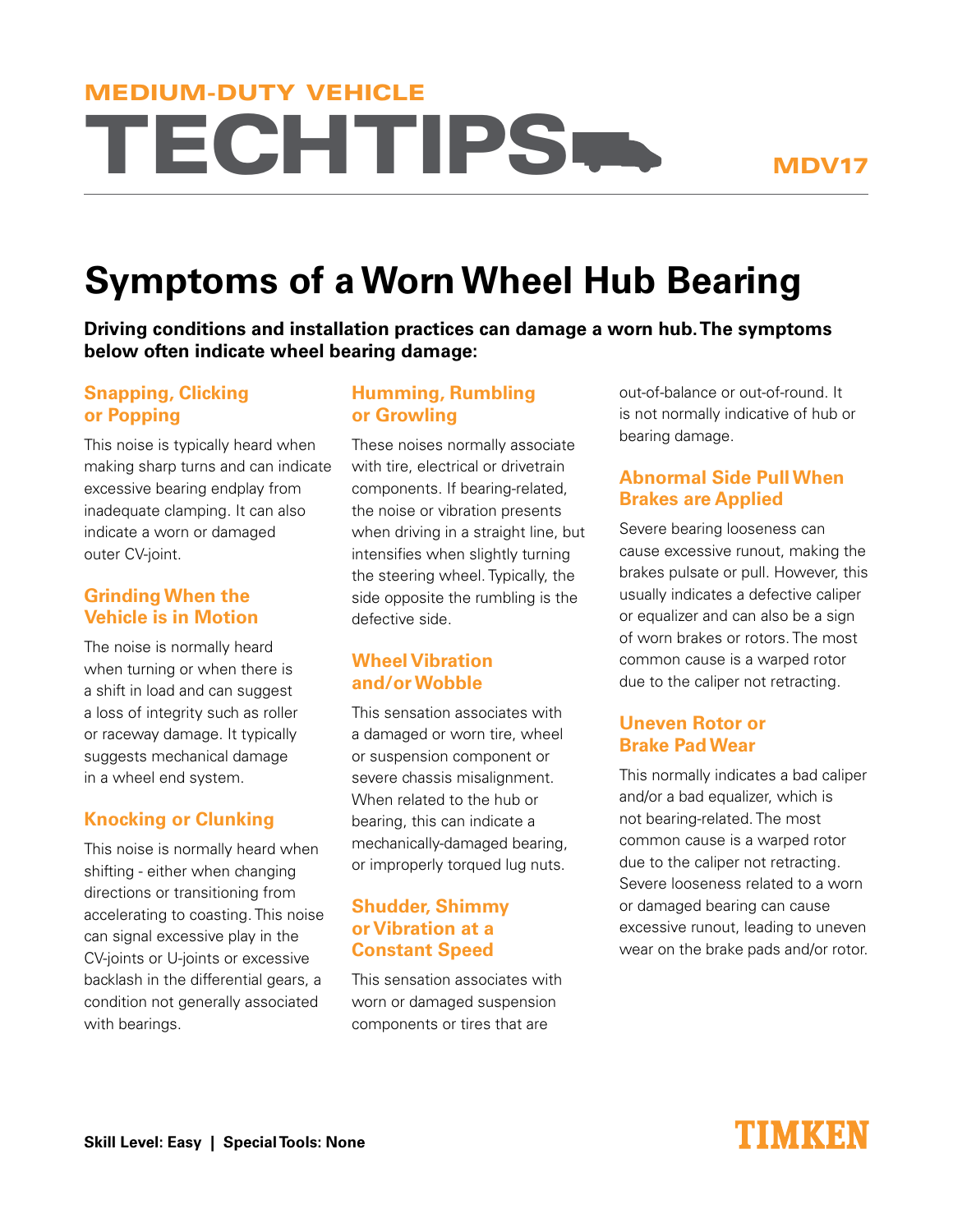MEDIUM-DUTY VEHICLE

# TECHTIPS

MDV17

# Symptoms of a Worn Wheel Hub Bearing

**Driving conditions and installation practices can damage a worn hub. The symptoms below often indicate wheel bearing damage:**

## Snapping, Clicking or Popping

This noise is typically heard when making sharp turns and can indicate excessive bearing endplay from inadequate clamping. It can also indicate a worn or damaged outer CV-joint.

## Grinding When the Vehicle is in Motion

The noise is normally heard when turning or when there is a shift in load and can suggest a loss of integrity such as roller or raceway damage. It typically suggests mechanical damage in a wheel end system.

## Knocking or Clunking

This noise is normally heard when shifting - either when changing directions or transitioning from accelerating to coasting. This noise can signal excessive play in the CV-joints or U-joints or excessive backlash in the differential gears, a condition not generally associated with bearings.

## Humming, Rumbling or Growling

These noises normally associate with tire, electrical or drivetrain components. If bearing-related, the noise or vibration presents when driving in a straight line, but intensifies when slightly turning the steering wheel. Typically, the side opposite the rumbling is the defective side.

## Wheel Vibration and/or Wobble

This sensation associates with a damaged or worn tire, wheel or suspension component or severe chassis misalignment. When related to the hub or bearing, this can indicate a mechanically-damaged bearing, or improperly torqued lug nuts.

## Shudder, Shimmy or Vibration at a Constant Speed

This sensation associates with worn or damaged suspension components or tires that are out-of-balance or out-of-round. It is not normally indicative of hub or bearing damage.

## Abnormal Side Pull When Brakes are Applied

Severe bearing looseness can cause excessive runout, making the brakes pulsate or pull. However, this usually indicates a defective caliper or equalizer and can also be a sign of worn brakes or rotors. The most common cause is a warped rotor due to the caliper not retracting.

## Uneven Rotor or Brake Pad Wear

This normally indicates a bad caliper and/or a bad equalizer, which is not bearing-related. The most common cause is a warped rotor due to the caliper not retracting. Severe looseness related to a worn or damaged bearing can cause excessive runout, leading to uneven wear on the brake pads and/or rotor.

**Skill Level: Easy | Special Tools: None**

TIMKEN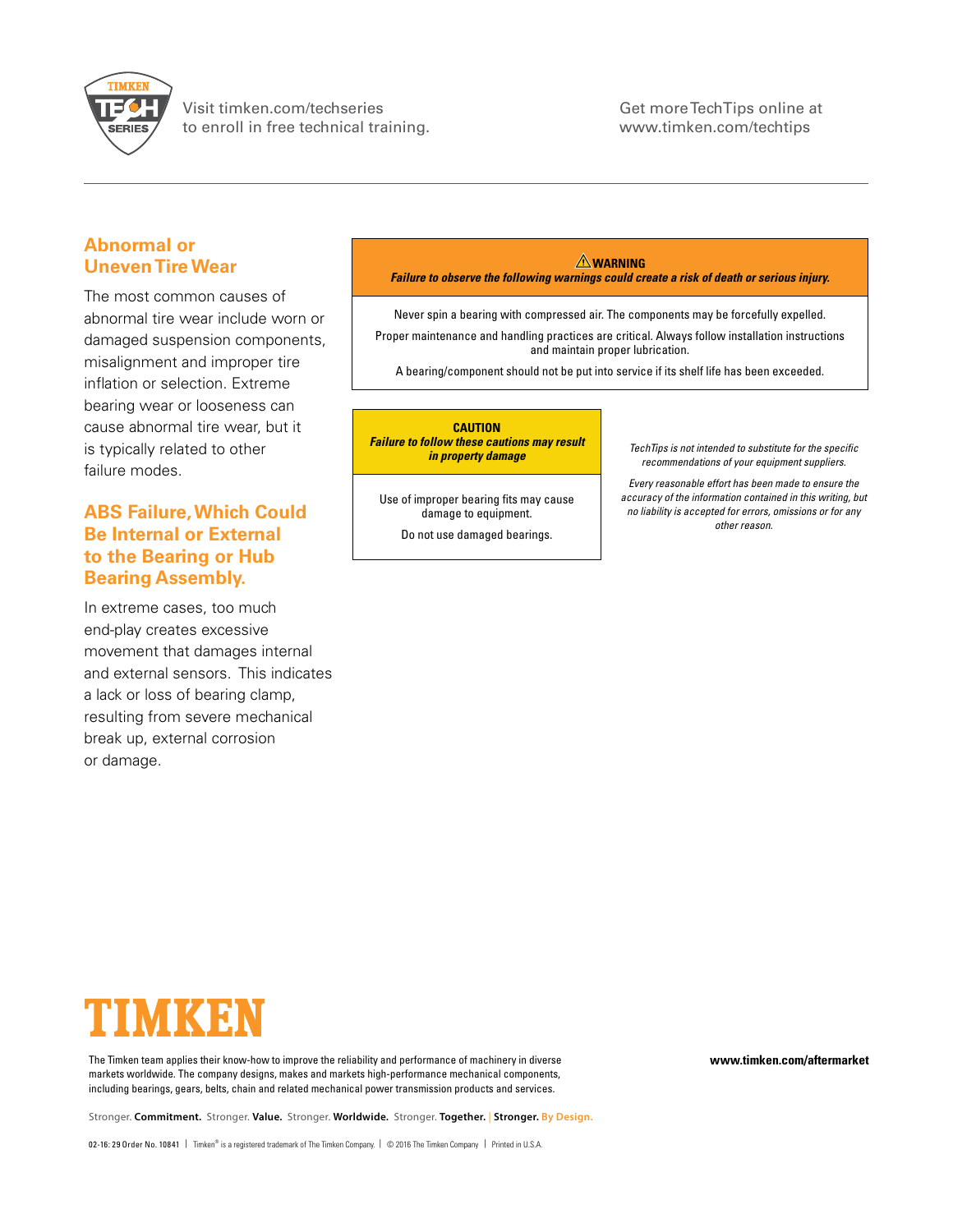Visit timken.com/techseries to enroll in free technical training.

Get more TechTips online at www.timken.com/techtips

## Abnormal or Uneven Tire Wear

The most common causes of abnormal tire wear include worn or damaged suspension components, misalignment and improper tire inflation or selection. Extreme bearing wear or looseness can cause abnormal tire wear, but it is typically related to other failure modes.

## ABS Failure, Which Could Be Internal or External to the Bearing or Hub Bearing Assembly.

In extreme cases, too much end-play creates excessive movement that damages internal and external sensors. This indicates a lack or loss of bearing clamp, resulting from severe mechanical break up, external corrosion or damage.

**⚠WARNING**

***Failure to observe the following warnings could create a risk of death or serious injury.***

Never spin a bearing with compressed air. The components may be forcefully expelled.

Proper maintenance and handling practices are critical. Always follow installation instructions and maintain proper lubrication.

A bearing/component should not be put into service if its shelf life has been exceeded.

**CAUTION**

***Failure to follow these cautions may result in property damage***

Use of improper bearing fits may cause damage to equipment.

Do not use damaged bearings.

*TechTips is not intended to substitute for the specific recommendations of your equipment suppliers.*

*Every reasonable effort has been made to ensure the accuracy of the information contained in this writing, but no liability is accepted for errors, omissions or for any other reason.*

**TIMKEN**

The Timken team applies their know-how to improve the reliability and performance of machinery in diverse markets worldwide. The company designs, makes and markets high-performance mechanical components, including bearings, gears, belts, chain and related mechanical power transmission products and services.

**www.timken.com/aftermarket**

Stronger. **Commitment.** Stronger. **Value.** Stronger. **Worldwide.** Stronger. **Together.** | **Stronger. By Design.**

02-16: 29 Order No. 10841 | Timken® is a registered trademark of The Timken Company. | © 2016 The Timken Company | Printed in U.S.A.